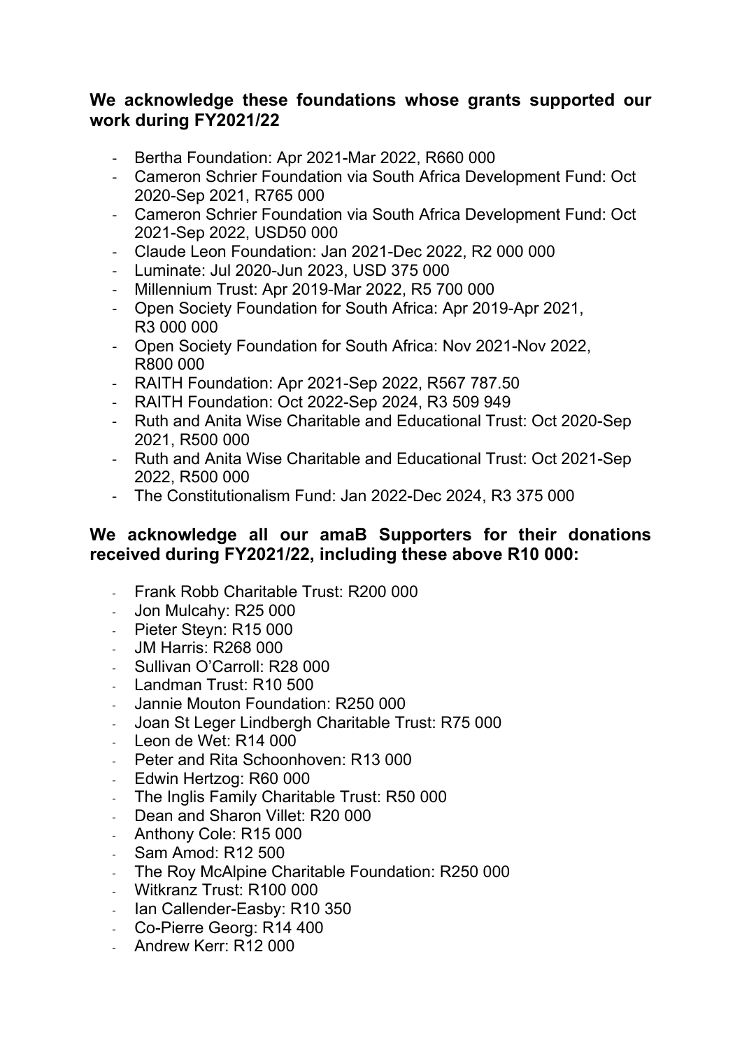**We acknowledge these foundations whose grants supported our work during FY2021/22**

- Bertha Foundation: Apr 2021-Mar 2022, R660 000
- Cameron Schrier Foundation via South Africa Development Fund: Oct 2020-Sep 2021, R765 000
- Cameron Schrier Foundation via South Africa Development Fund: Oct 2021-Sep 2022, USD50 000
- Claude Leon Foundation: Jan 2021-Dec 2022, R2 000 000
- Luminate: Jul 2020-Jun 2023, USD 375 000
- Millennium Trust: Apr 2019-Mar 2022, R5 700 000
- Open Society Foundation for South Africa: Apr 2019-Apr 2021, R3 000 000
- Open Society Foundation for South Africa: Nov 2021-Nov 2022, R800 000
- RAITH Foundation: Apr 2021-Sep 2022, R567 787.50
- RAITH Foundation: Oct 2022-Sep 2024, R3 509 949
- Ruth and Anita Wise Charitable and Educational Trust: Oct 2020-Sep 2021, R500 000
- Ruth and Anita Wise Charitable and Educational Trust: Oct 2021-Sep 2022, R500 000
- The Constitutionalism Fund: Jan 2022-Dec 2024, R3 375 000

**We acknowledge all our amaB Supporters for their donations received during FY2021/22, including these above R10 000:**

- Frank Robb Charitable Trust: R200 000
- Jon Mulcahy: R25 000
- Pieter Steyn: R15 000
- JM Harris: R268 000
- Sullivan O'Carroll: R28 000
- Landman Trust: R10 500
- Jannie Mouton Foundation: R250 000
- Joan St Leger Lindbergh Charitable Trust: R75 000
- Leon de Wet: R14 000
- Peter and Rita Schoonhoven: R13 000
- Edwin Hertzog: R60 000
- The Inglis Family Charitable Trust: R50 000
- Dean and Sharon Villet: R20 000
- Anthony Cole: R15 000
- Sam Amod: R12 500
- The Roy McAlpine Charitable Foundation: R250 000
- Witkranz Trust: R100 000
- Ian Callender-Easby: R10 350
- Co-Pierre Georg: R14 400
- Andrew Kerr: R12 000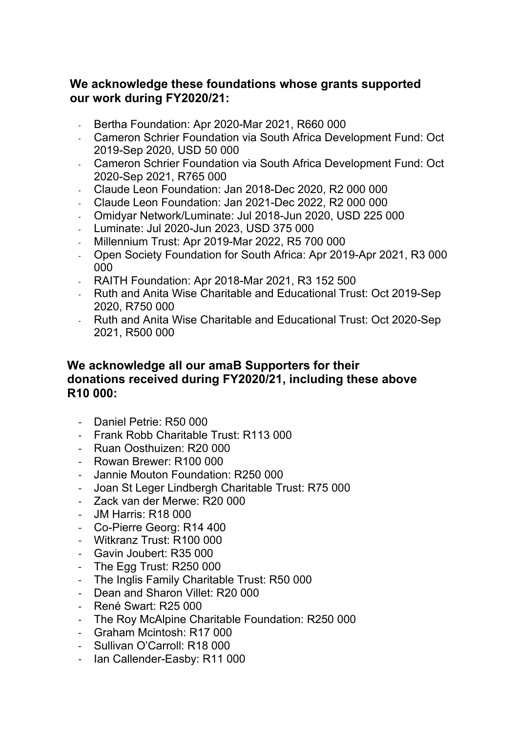**We acknowledge these foundations whose grants supported our work during FY2020/21:**

- Bertha Foundation: Apr 2020-Mar 2021, R660 000
- Cameron Schrier Foundation via South Africa Development Fund: Oct 2019-Sep 2020, USD 50 000
- Cameron Schrier Foundation via South Africa Development Fund: Oct 2020-Sep 2021, R765 000
- Claude Leon Foundation: Jan 2018-Dec 2020, R2 000 000
- Claude Leon Foundation: Jan 2021-Dec 2022, R2 000 000
- Omidyar Network/Luminate: Jul 2018-Jun 2020, USD 225 000
- Luminate: Jul 2020-Jun 2023, USD 375 000
- Millennium Trust: Apr 2019-Mar 2022, R5 700 000
- Open Society Foundation for South Africa: Apr 2019-Apr 2021, R3 000 000
- RAITH Foundation: Apr 2018-Mar 2021, R3 152 500
- Ruth and Anita Wise Charitable and Educational Trust: Oct 2019-Sep 2020, R750 000
- Ruth and Anita Wise Charitable and Educational Trust: Oct 2020-Sep 2021, R500 000

**We acknowledge all our amaB Supporters for their donations received during FY2020/21, including these above R10 000:**

- Daniel Petrie: R50 000
- Frank Robb Charitable Trust: R113 000
- Ruan Oosthuizen: R20 000
- Rowan Brewer: R100 000
- Jannie Mouton Foundation: R250 000
- Joan St Leger Lindbergh Charitable Trust: R75 000
- Zack van der Merwe: R20 000
- JM Harris: R18 000
- Co-Pierre Georg: R14 400
- Witkranz Trust: R100 000
- Gavin Joubert: R35 000
- The Egg Trust: R250 000
- The Inglis Family Charitable Trust: R50 000
- Dean and Sharon Villet: R20 000
- René Swart: R25 000
- The Roy McAlpine Charitable Foundation: R250 000
- Graham Mcintosh: R17 000
- Sullivan O'Carroll: R18 000
- Ian Callender-Easby: R11 000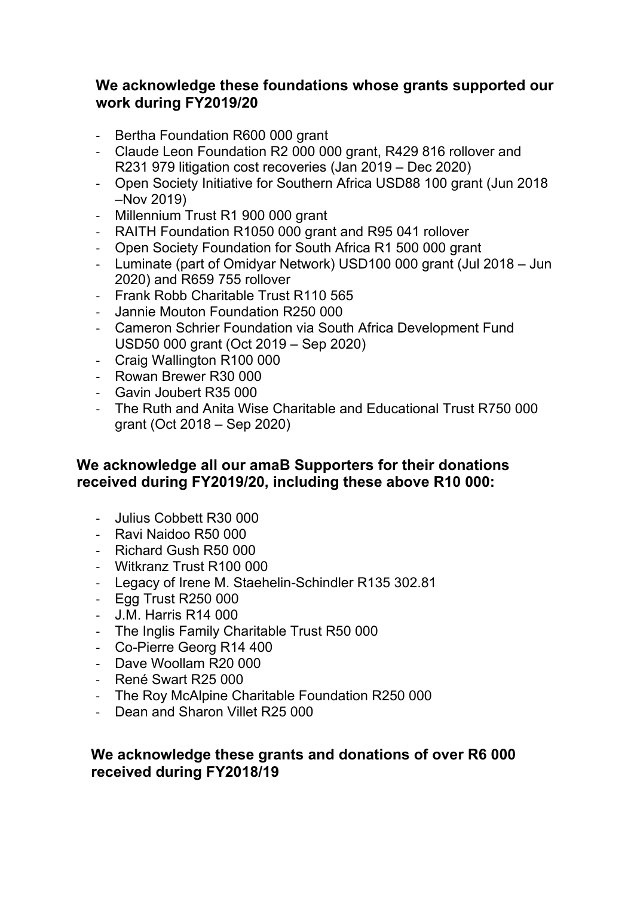### We acknowledge these foundations whose grants supported our work during FY2019/20

- Bertha Foundation R600 000 grant
- Claude Leon Foundation R2 000 000 grant, R429 816 rollover and R231 979 litigation cost recoveries (Jan 2019 – Dec 2020)
- Open Society Initiative for Southern Africa USD88 100 grant (Jun 2018 –Nov 2019)
- Millennium Trust R1 900 000 grant
- RAITH Foundation R1050 000 grant and R95 041 rollover
- Open Society Foundation for South Africa R1 500 000 grant
- Luminate (part of Omidyar Network) USD100 000 grant (Jul 2018 – Jun 2020) and R659 755 rollover
- Frank Robb Charitable Trust R110 565
- Jannie Mouton Foundation R250 000
- Cameron Schrier Foundation via South Africa Development Fund USD50 000 grant (Oct 2019 – Sep 2020)
- Craig Wallington R100 000
- Rowan Brewer R30 000
- Gavin Joubert R35 000
- The Ruth and Anita Wise Charitable and Educational Trust R750 000 grant (Oct 2018 – Sep 2020)

### We acknowledge all our amaB Supporters for their donations received during FY2019/20, including these above R10 000:

- Julius Cobbett R30 000
- Ravi Naidoo R50 000
- Richard Gush R50 000
- Witkranz Trust R100 000
- Legacy of Irene M. Staehelin-Schindler R135 302.81
- Egg Trust R250 000
- J.M. Harris R14 000
- The Inglis Family Charitable Trust R50 000
- Co-Pierre Georg R14 400
- Dave Woollam R20 000
- René Swart R25 000
- The Roy McAlpine Charitable Foundation R250 000
- Dean and Sharon Villet R25 000

### We acknowledge these grants and donations of over R6 000 received during FY2018/19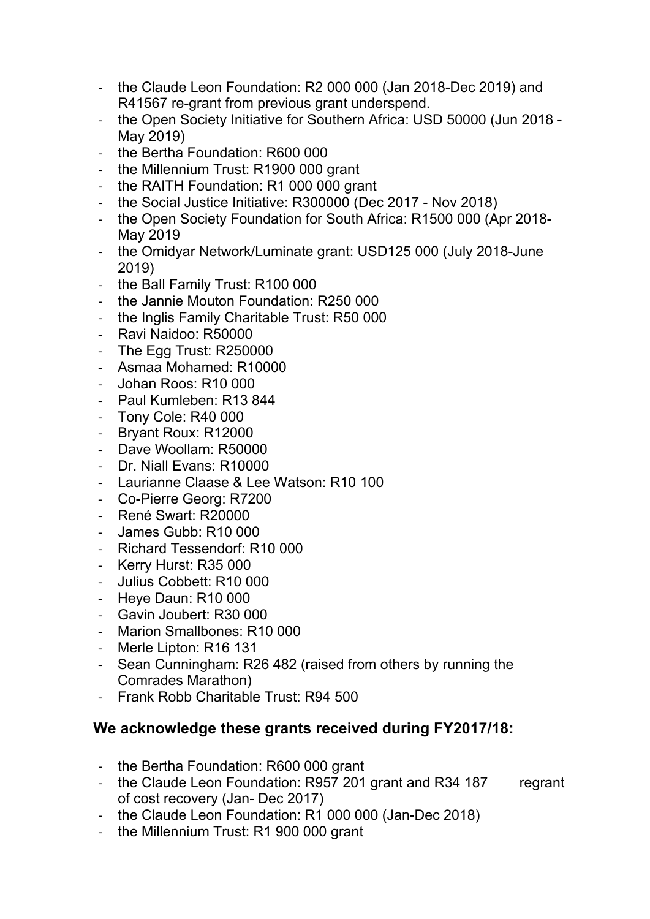- the Claude Leon Foundation: R2 000 000 (Jan 2018-Dec 2019) and R41567 re-grant from previous grant underspend.
- the Open Society Initiative for Southern Africa: USD 50000 (Jun 2018 - May 2019)
- the Bertha Foundation: R600 000
- the Millennium Trust: R1900 000 grant
- the RAITH Foundation: R1 000 000 grant
- the Social Justice Initiative: R300000 (Dec 2017 - Nov 2018)
- the Open Society Foundation for South Africa: R1500 000 (Apr 2018-May 2019
- the Omidyar Network/Luminate grant: USD125 000 (July 2018-June 2019)
- the Ball Family Trust: R100 000
- the Jannie Mouton Foundation: R250 000
- the Inglis Family Charitable Trust: R50 000
- Ravi Naidoo: R50000
- The Egg Trust: R250000
- Asmaa Mohamed: R10000
- Johan Roos: R10 000
- Paul Kumleben: R13 844
- Tony Cole: R40 000
- Bryant Roux: R12000
- Dave Woollam: R50000
- Dr. Niall Evans: R10000
- Laurianne Claase & Lee Watson: R10 100
- Co-Pierre Georg: R7200
- René Swart: R20000
- James Gubb: R10 000
- Richard Tessendorf: R10 000
- Kerry Hurst: R35 000
- Julius Cobbett: R10 000
- Heye Daun: R10 000
- Gavin Joubert: R30 000
- Marion Smallbones: R10 000
- Merle Lipton: R16 131
- Sean Cunningham: R26 482 (raised from others by running the Comrades Marathon)
- Frank Robb Charitable Trust: R94 500

## We acknowledge these grants received during FY2017/18:

- the Bertha Foundation: R600 000 grant
- the Claude Leon Foundation: R957 201 grant and R34 187 regrant of cost recovery (Jan- Dec 2017)
- the Claude Leon Foundation: R1 000 000 (Jan-Dec 2018)
- the Millennium Trust: R1 900 000 grant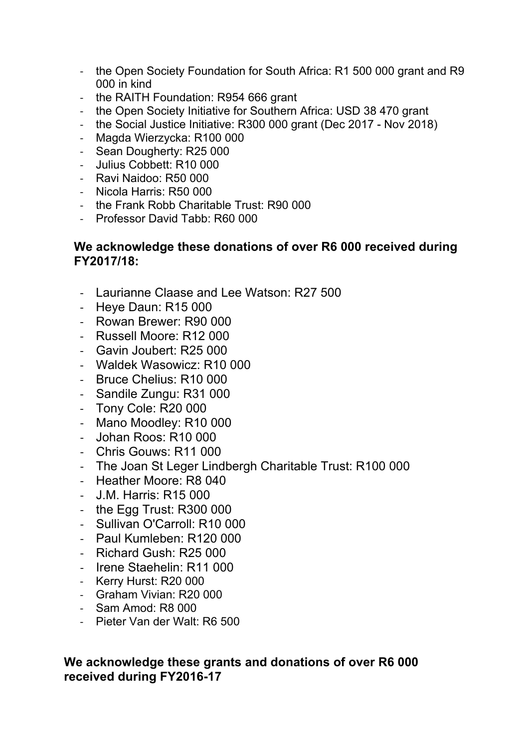- the Open Society Foundation for South Africa: R1 500 000 grant and R9 000 in kind
- the RAITH Foundation: R954 666 grant
- the Open Society Initiative for Southern Africa: USD 38 470 grant
- the Social Justice Initiative: R300 000 grant (Dec 2017 - Nov 2018)
- Magda Wierzycka: R100 000
- Sean Dougherty: R25 000
- Julius Cobbett: R10 000
- Ravi Naidoo: R50 000
- Nicola Harris: R50 000
- the Frank Robb Charitable Trust: R90 000
- Professor David Tabb: R60 000

**We acknowledge these donations of over R6 000 received during FY2017/18:**

- Laurianne Claase and Lee Watson: R27 500
- Heye Daun: R15 000
- Rowan Brewer: R90 000
- Russell Moore: R12 000
- Gavin Joubert: R25 000
- Waldek Wasowicz: R10 000
- Bruce Chelius: R10 000
- Sandile Zungu: R31 000
- Tony Cole: R20 000
- Mano Moodley: R10 000
- Johan Roos: R10 000
- Chris Gouws: R11 000
- The Joan St Leger Lindbergh Charitable Trust: R100 000
- Heather Moore: R8 040
- J.M. Harris: R15 000
- the Egg Trust: R300 000
- Sullivan O'Carroll: R10 000
- Paul Kumleben: R120 000
- Richard Gush: R25 000
- Irene Staehelin: R11 000
- Kerry Hurst: R20 000
- Graham Vivian: R20 000
- Sam Amod: R8 000
- Pieter Van der Walt: R6 500

**We acknowledge these grants and donations of over R6 000 received during FY2016-17**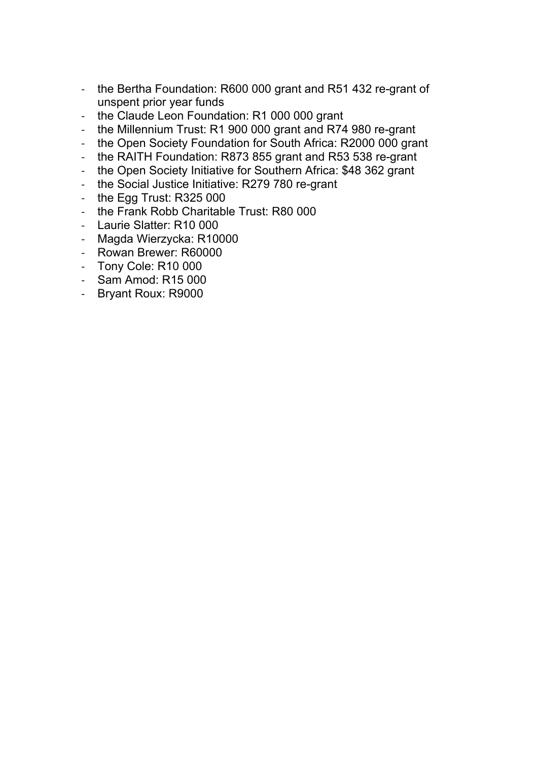- the Bertha Foundation: R600 000 grant and R51 432 re-grant of unspent prior year funds
- the Claude Leon Foundation: R1 000 000 grant
- the Millennium Trust: R1 900 000 grant and R74 980 re-grant
- the Open Society Foundation for South Africa: R2000 000 grant
- the RAITH Foundation: R873 855 grant and R53 538 re-grant
- the Open Society Initiative for Southern Africa: $48 362 grant
- the Social Justice Initiative: R279 780 re-grant
- the Egg Trust: R325 000
- the Frank Robb Charitable Trust: R80 000
- Laurie Slatter: R10 000
- Magda Wierzycka: R10000
- Rowan Brewer: R60000
- Tony Cole: R10 000
- Sam Amod: R15 000
- Bryant Roux: R9000